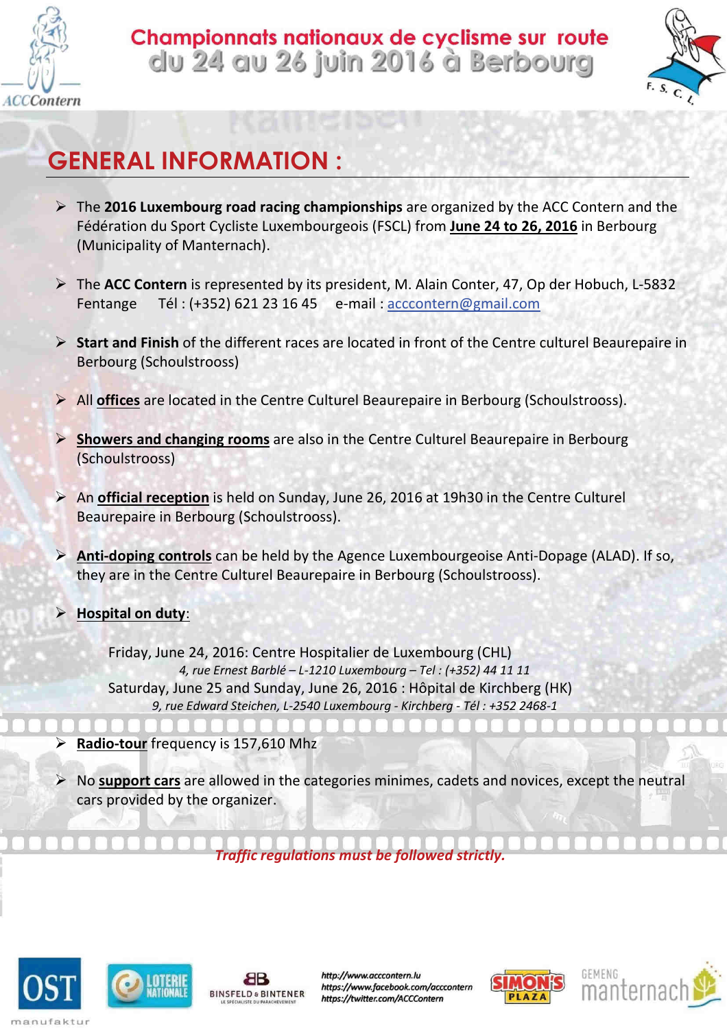# Championnats nationaux de cyclisme sur route
## du 24 au 26 juin 2016 à Berbourg

## GENERAL INFORMATION :

- The **2016 Luxembourg road racing championships** are organized by the ACC Contern and the Fédération du Sport Cycliste Luxembourgeois (FSCL) from **June 24 to 26, 2016** in Berbourg (Municipality of Manternach).

- The **ACC Contern** is represented by its president, M. Alain Conter, 47, Op der Hobuch, L-5832 Fentange Tél : (+352) 621 23 16 45 e-mail : acccontern@gmail.com

- **Start and Finish** of the different races are located in front of the Centre culturel Beaurepaire in Berbourg (Schoulstrooss).

- All **offices** are located in the Centre Culturel Beaurepaire in Berbourg (Schoulstrooss).

- **Showers and changing rooms** are also in the Centre Culturel Beaurepaire in Berbourg (Schoulstrooss)

- An **official reception** is held on Sunday, June 26, 2016 at 19h30 in the Centre Culturel Beaurepaire in Berbourg (Schoulstrooss).

- **Anti-doping controls** can be held by the Agence Luxembourgeoise Anti-Dopage (ALAD). If so, they are in the Centre Culturel Beaurepaire in Berbourg (Schoulstrooss).

- **Hospital on duty**:

  Friday, June 24, 2016: Centre Hospitalier de Luxembourg (CHL)
  *4, rue Ernest Barblé – L-1210 Luxembourg – Tel : (+352) 44 11 11*
  Saturday, June 25 and Sunday, June 26, 2016 : Hôpital de Kirchberg (HK)
  *9, rue Edward Steichen, L-2540 Luxembourg - Kirchberg - Tél : +352 2468-1*

- **Radio-tour** frequency is 157,610 Mhz

- No **support cars** are allowed in the categories minimes, cadets and novices, except the neutral cars provided by the organizer.

*Traffic regulations must be followed strictly.*

http://www.acccontern.lu
https://www.facebook.com/acccontern
https://twitter.com/ACCContern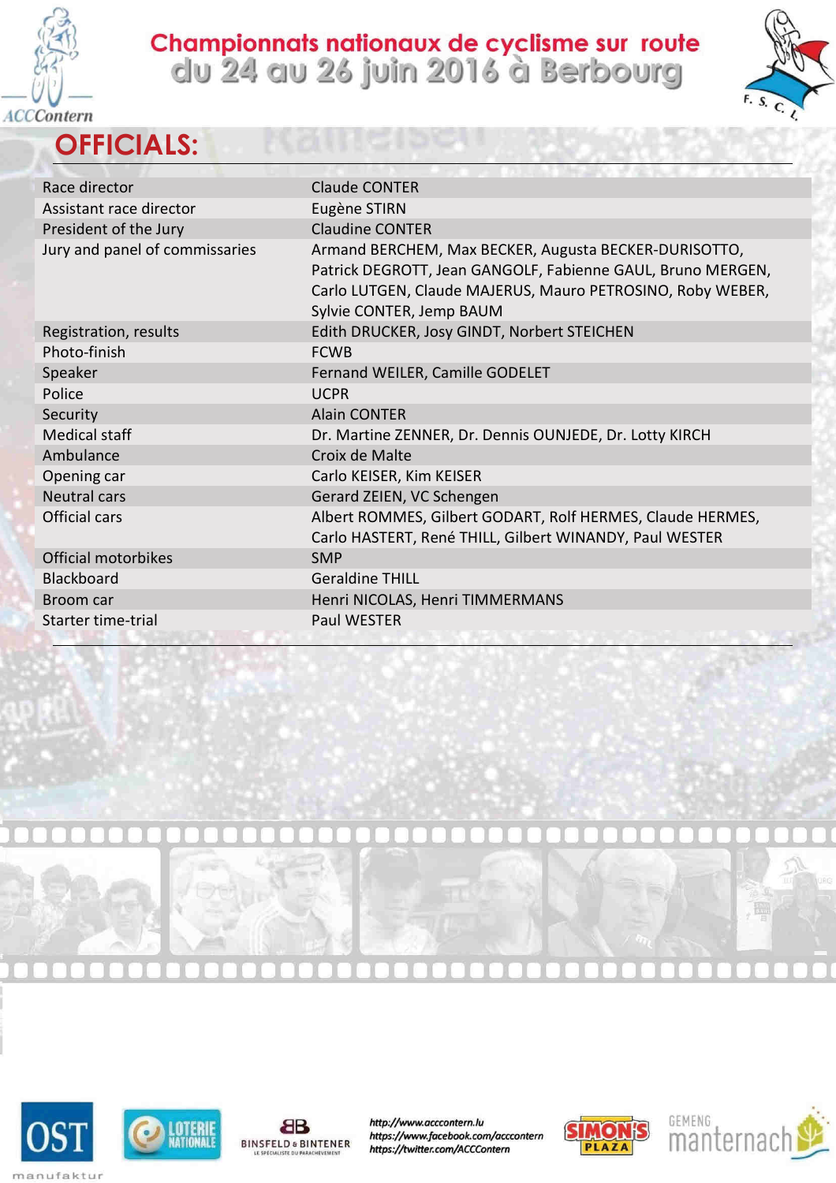# OFFICIALS:

| | |
|---|---|
| Race director | Claude CONTER |
| Assistant race director | Eugène STIRN |
| President of the Jury | Claudine CONTER |
| Jury and panel of commissaries | Armand BERCHEM, Max BECKER, Augusta BECKER-DURISOTTO, Patrick DEGROTT, Jean GANGOLF, Fabienne GAUL, Bruno MERGEN, Carlo LUTGEN, Claude MAJERUS, Mauro PETROSINO, Roby WEBER, Sylvie CONTER, Jemp BAUM |
| Registration, results | Edith DRUCKER, Josy GINDT, Norbert STEICHEN |
| Photo-finish | FCWB |
| Speaker | Fernand WEILER, Camille GODELET |
| Police | UCPR |
| Security | Alain CONTER |
| Medical staff | Dr. Martine ZENNER, Dr. Dennis OUNJEDE, Dr. Lotty KIRCH |
| Ambulance | Croix de Malte |
| Opening car | Carlo KEISER, Kim KEISER |
| Neutral cars | Gerard ZEIEN, VC Schengen |
| Official cars | Albert ROMMES, Gilbert GODART, Rolf HERMES, Claude HERMES, Carlo HASTERT, René THILL, Gilbert WINANDY, Paul WESTER |
| Official motorbikes | SMP |
| Blackboard | Geraldine THILL |
| Broom car | Henri NICOLAS, Henri TIMMERMANS |
| Starter time-trial | Paul WESTER |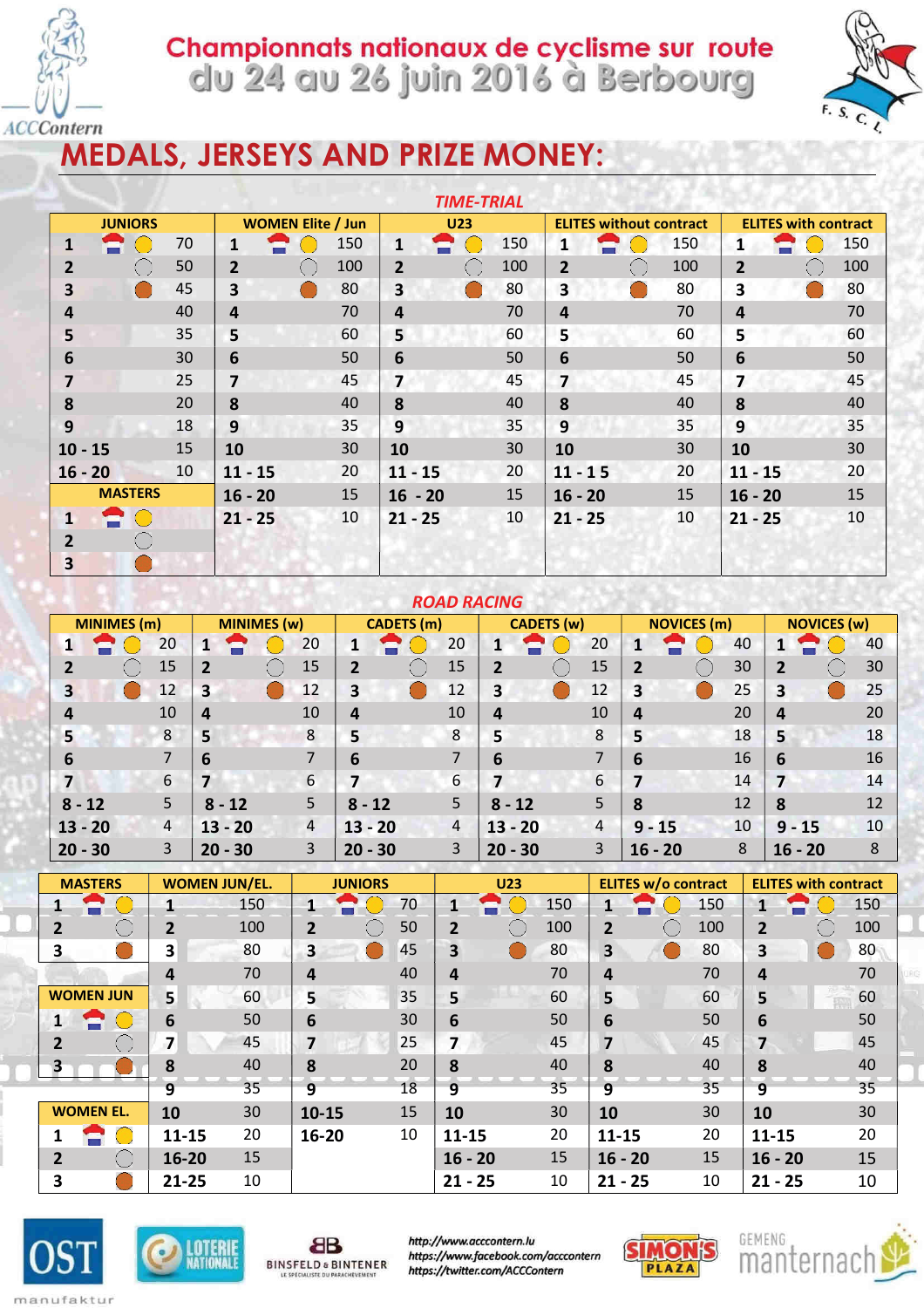# Championnats nationaux de cyclisme sur route

## du 24 au 26 juin 2016 à Berbourg

## MEDALS, JERSEYS AND PRIZE MONEY:

### *TIME-TRIAL*

| JUNIORS | | WOMEN Elite / Jun | | U23 | | ELITES without contract | | ELITES with contract | |
|---|---|---|---|---|---|---|---|---|---|
| 1 | 70 | 1 | 150 | 1 | 150 | 1 | 150 | 1 | 150 |
| 2 | 50 | 2 | 100 | 2 | 100 | 2 | 100 | 2 | 100 |
| 3 | 45 | 3 | 80 | 3 | 80 | 3 | 80 | 3 | 80 |
| 4 | 40 | 4 | 70 | 4 | 70 | 4 | 70 | 4 | 70 |
| 5 | 35 | 5 | 60 | 5 | 60 | 5 | 60 | 5 | 60 |
| 6 | 30 | 6 | 50 | 6 | 50 | 6 | 50 | 6 | 50 |
| 7 | 25 | 7 | 45 | 7 | 45 | 7 | 45 | 7 | 45 |
| 8 | 20 | 8 | 40 | 8 | 40 | 8 | 40 | 8 | 40 |
| 9 | 18 | 9 | 35 | 9 | 35 | 9 | 35 | 9 | 35 |
| 10 - 15 | 15 | 10 | 30 | 10 | 30 | 10 | 30 | 10 | 30 |
| 16 - 20 | 10 | 11 - 15 | 20 | 11 - 15 | 20 | 11 - 1 5 | 20 | 11 - 15 | 20 |
| **MASTERS** | | 16 - 20 | 15 | 16 - 20 | 15 | 16 - 20 | 15 | 16 - 20 | 15 |
| 1 | | 21 - 25 | 10 | 21 - 25 | 10 | 21 - 25 | 10 | 21 - 25 | 10 |
| 2 | | | | | | | | | |
| 3 | | | | | | | | | |

### *ROAD RACING*

| MINIMES (m) | | MINIMES (w) | | CADETS (m) | | CADETS (w) | | NOVICES (m) | | NOVICES (w) | |
|---|---|---|---|---|---|---|---|---|---|---|---|
| 1 | 20 | 1 | 20 | 1 | 20 | 1 | 20 | 1 | 40 | 1 | 40 |
| 2 | 15 | 2 | 15 | 2 | 15 | 2 | 15 | 2 | 30 | 2 | 30 |
| 3 | 12 | 3 | 12 | 3 | 12 | 3 | 12 | 3 | 25 | 3 | 25 |
| 4 | 10 | 4 | 10 | 4 | 10 | 4 | 10 | 4 | 20 | 4 | 20 |
| 5 | 8 | 5 | 8 | 5 | 8 | 5 | 8 | 5 | 18 | 5 | 18 |
| 6 | 7 | 6 | 7 | 6 | 7 | 6 | 7 | 6 | 16 | 6 | 16 |
| 7 | 6 | 7 | 6 | 7 | 6 | 7 | 6 | 7 | 14 | 7 | 14 |
| 8 - 12 | 5 | 8 - 12 | 5 | 8 - 12 | 5 | 8 - 12 | 5 | 8 | 12 | 8 | 12 |
| 13 - 20 | 4 | 13 - 20 | 4 | 13 - 20 | 4 | 13 - 20 | 4 | 9 - 15 | 10 | 9 - 15 | 10 |
| 20 - 30 | 3 | 20 - 30 | 3 | 20 - 30 | 3 | 20 - 30 | 3 | 16 - 20 | 8 | 16 - 20 | 8 |

| MASTERS | WOMEN JUN/EL. | | JUNIORS | | U23 | | ELITES w/o contract | | ELITES with contract | |
|---|---|---|---|---|---|---|---|---|---|---|
| 1 | 1 | 150 | 1 | 70 | 1 | 150 | 1 | 150 | 1 | 150 |
| 2 | 2 | 100 | 2 | 50 | 2 | 100 | 2 | 100 | 2 | 100 |
| 3 | 3 | 80 | 3 | 45 | 3 | 80 | 3 | 80 | 3 | 80 |
| | 4 | 70 | 4 | 40 | 4 | 70 | 4 | 70 | 4 | 70 |
| **WOMEN JUN** | 5 | 60 | 5 | 35 | 5 | 60 | 5 | 60 | 5 | 60 |
| 1 | 6 | 50 | 6 | 30 | 6 | 50 | 6 | 50 | 6 | 50 |
| 2 | 7 | 45 | 7 | 25 | 7 | 45 | 7 | 45 | 7 | 45 |
| 3 | 8 | 40 | 8 | 20 | 8 | 40 | 8 | 40 | 8 | 40 |
| | 9 | 35 | 9 | 18 | 9 | 35 | 9 | 35 | 9 | 35 |
| **WOMEN EL.** | 10 | 30 | 10-15 | 15 | 10 | 30 | 10 | 30 | 10 | 30 |
| 1 | 11-15 | 20 | 16-20 | 10 | 11-15 | 20 | 11-15 | 20 | 11-15 | 20 |
| 2 | 16-20 | 15 | | | 16 - 20 | 15 | 16 - 20 | 15 | 16 - 20 | 15 |
| 3 | 21-25 | 10 | | | 21 - 25 | 10 | 21 - 25 | 10 | 21 - 25 | 10 |

http://www.acccontern.lu
https://www.facebook.com/acccontern
https://twitter.com/ACCContern